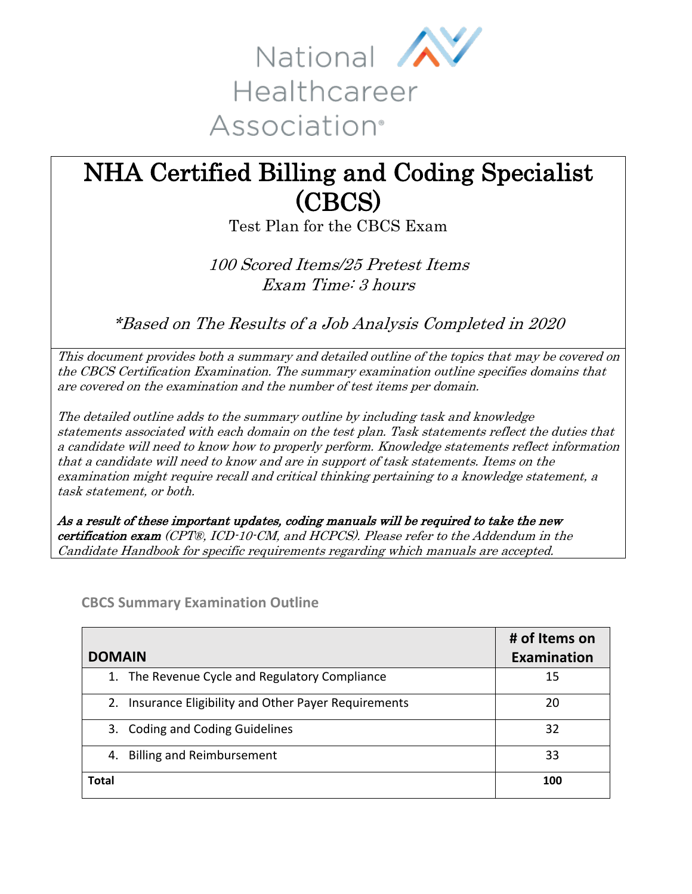National Healthcareer Association®

# NHA Certified Billing and Coding Specialist (CBCS)

Test Plan for the CBCS Exam

*100 Scored Items/25 Pretest Items*
*Exam Time: 3 hours*

*\*Based on The Results of a Job Analysis Completed in 2020*

*This document provides both a summary and detailed outline of the topics that may be covered on the CBCS Certification Examination. The summary examination outline specifies domains that are covered on the examination and the number of test items per domain.*

*The detailed outline adds to the summary outline by including task and knowledge statements associated with each domain on the test plan. Task statements reflect the duties that a candidate will need to know how to properly perform. Knowledge statements reflect information that a candidate will need to know and are in support of task statements. Items on the examination might require recall and critical thinking pertaining to a knowledge statement, a task statement, or both.*

***As a result of these important updates, coding manuals will be required to take the new certification exam*** *(CPT®, ICD-10-CM, and HCPCS). Please refer to the Addendum in the Candidate Handbook for specific requirements regarding which manuals are accepted.*

## CBCS Summary Examination Outline

| DOMAIN | # of Items on Examination |
|---|---|
| 1. The Revenue Cycle and Regulatory Compliance | 15 |
| 2. Insurance Eligibility and Other Payer Requirements | 20 |
| 3. Coding and Coding Guidelines | 32 |
| 4. Billing and Reimbursement | 33 |
| **Total** | **100** |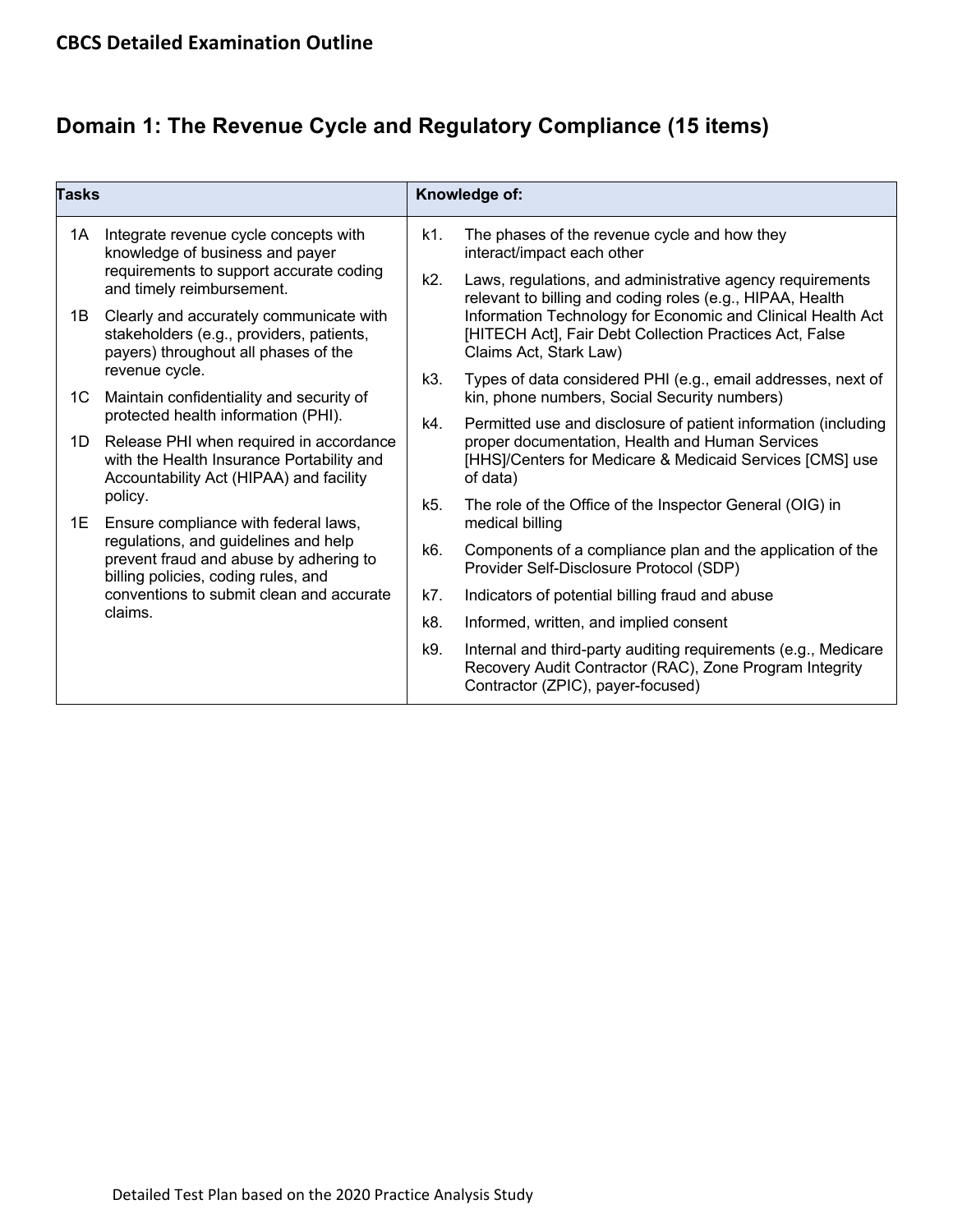# CBCS Detailed Examination Outline

## Domain 1: The Revenue Cycle and Regulatory Compliance (15 items)

| Tasks | Knowledge of: |
|---|---|
| 1A Integrate revenue cycle concepts with knowledge of business and payer requirements to support accurate coding and timely reimbursement.<br><br>1B Clearly and accurately communicate with stakeholders (e.g., providers, patients, payers) throughout all phases of the revenue cycle.<br><br>1C Maintain confidentiality and security of protected health information (PHI).<br><br>1D Release PHI when required in accordance with the Health Insurance Portability and Accountability Act (HIPAA) and facility policy.<br><br>1E Ensure compliance with federal laws, regulations, and guidelines and help prevent fraud and abuse by adhering to billing policies, coding rules, and conventions to submit clean and accurate claims. | k1. The phases of the revenue cycle and how they interact/impact each other<br><br>k2. Laws, regulations, and administrative agency requirements relevant to billing and coding roles (e.g., HIPAA, Health Information Technology for Economic and Clinical Health Act [HITECH Act], Fair Debt Collection Practices Act, False Claims Act, Stark Law)<br><br>k3. Types of data considered PHI (e.g., email addresses, next of kin, phone numbers, Social Security numbers)<br><br>k4. Permitted use and disclosure of patient information (including proper documentation, Health and Human Services [HHS]/Centers for Medicare & Medicaid Services [CMS] use of data)<br><br>k5. The role of the Office of the Inspector General (OIG) in medical billing<br><br>k6. Components of a compliance plan and the application of the Provider Self-Disclosure Protocol (SDP)<br><br>k7. Indicators of potential billing fraud and abuse<br><br>k8. Informed, written, and implied consent<br><br>k9. Internal and third-party auditing requirements (e.g., Medicare Recovery Audit Contractor (RAC), Zone Program Integrity Contractor (ZPIC), payer-focused) |

Detailed Test Plan based on the 2020 Practice Analysis Study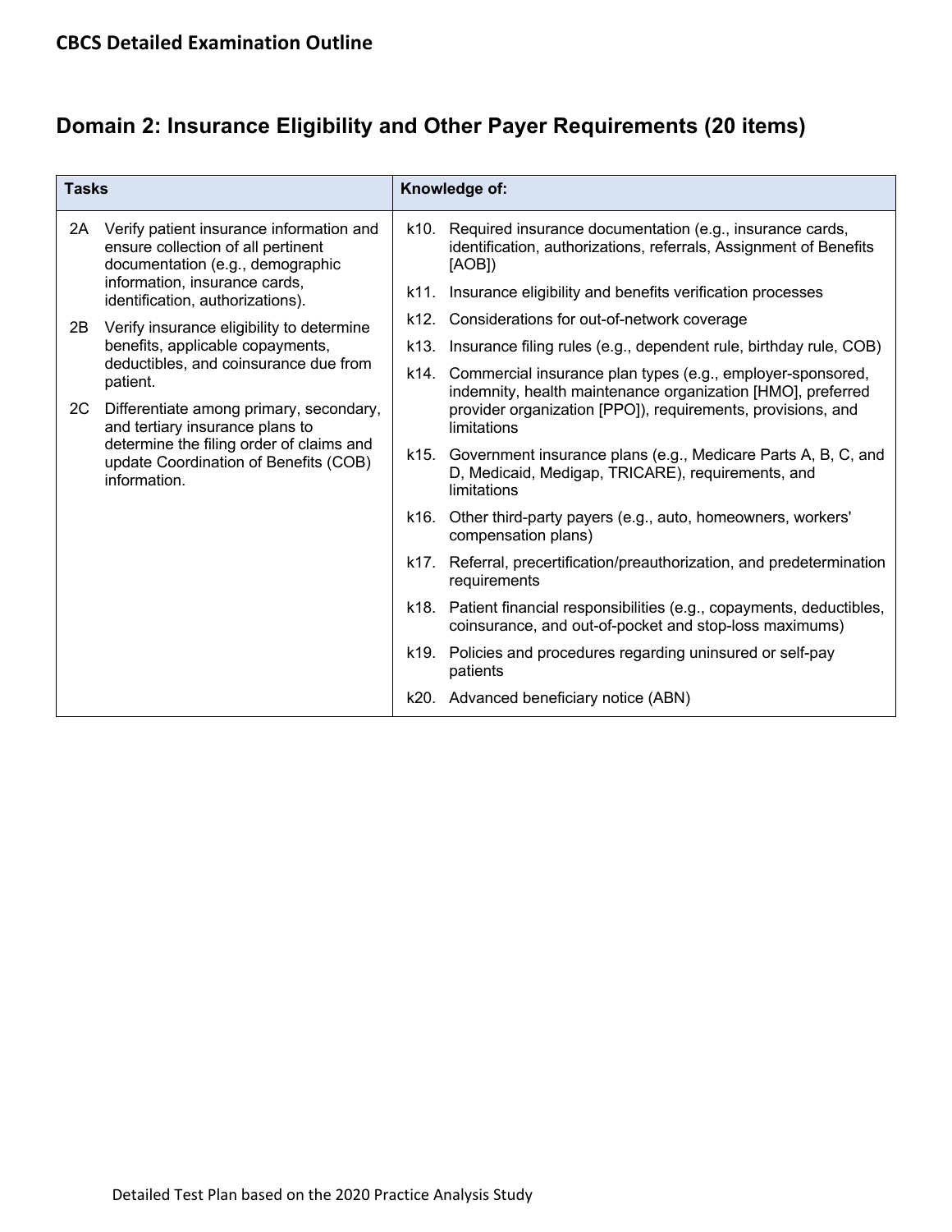## Domain 2: Insurance Eligibility and Other Payer Requirements (20 items)

| Tasks | Knowledge of: |
|---|---|
| 2A Verify patient insurance information and ensure collection of all pertinent documentation (e.g., demographic information, insurance cards, identification, authorizations).<br><br>2B Verify insurance eligibility to determine benefits, applicable copayments, deductibles, and coinsurance due from patient.<br><br>2C Differentiate among primary, secondary, and tertiary insurance plans to determine the filing order of claims and update Coordination of Benefits (COB) information. | k10. Required insurance documentation (e.g., insurance cards, identification, authorizations, referrals, Assignment of Benefits [AOB])<br><br>k11. Insurance eligibility and benefits verification processes<br><br>k12. Considerations for out-of-network coverage<br><br>k13. Insurance filing rules (e.g., dependent rule, birthday rule, COB)<br><br>k14. Commercial insurance plan types (e.g., employer-sponsored, indemnity, health maintenance organization [HMO], preferred provider organization [PPO]), requirements, provisions, and limitations<br><br>k15. Government insurance plans (e.g., Medicare Parts A, B, C, and D, Medicaid, Medigap, TRICARE), requirements, and limitations<br><br>k16. Other third-party payers (e.g., auto, homeowners, workers' compensation plans)<br><br>k17. Referral, precertification/preauthorization, and predetermination requirements<br><br>k18. Patient financial responsibilities (e.g., copayments, deductibles, coinsurance, and out-of-pocket and stop-loss maximums)<br><br>k19. Policies and procedures regarding uninsured or self-pay patients<br><br>k20. Advanced beneficiary notice (ABN) |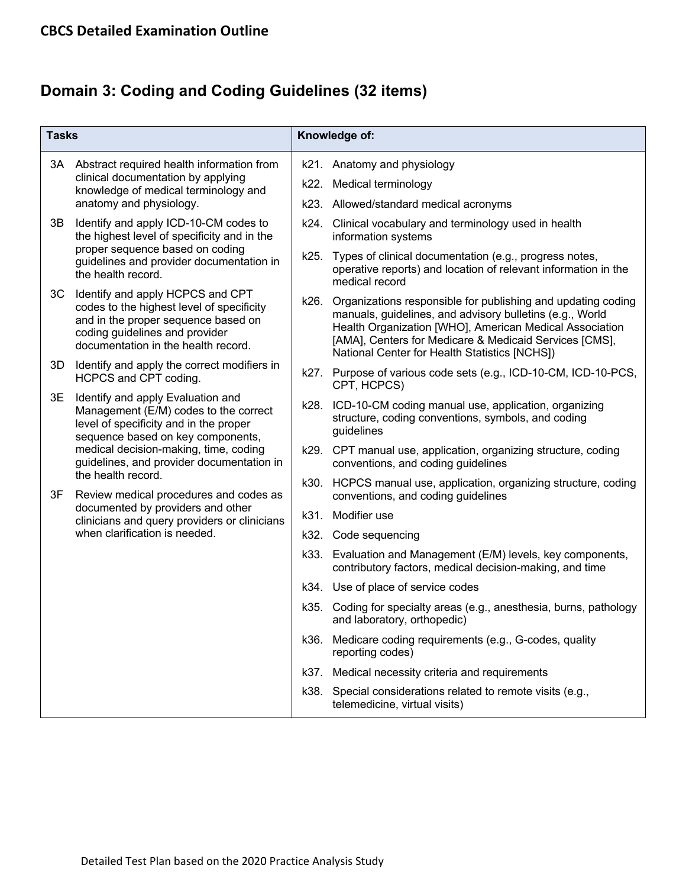# CBCS Detailed Examination Outline

## Domain 3: Coding and Coding Guidelines (32 items)

| Tasks | Knowledge of: |
|---|---|
| 3A Abstract required health information from clinical documentation by applying knowledge of medical terminology and anatomy and physiology.<br>3B Identify and apply ICD-10-CM codes to the highest level of specificity and in the proper sequence based on coding guidelines and provider documentation in the health record.<br>3C Identify and apply HCPCS and CPT codes to the highest level of specificity and in the proper sequence based on coding guidelines and provider documentation in the health record.<br>3D Identify and apply the correct modifiers in HCPCS and CPT coding.<br>3E Identify and apply Evaluation and Management (E/M) codes to the correct level of specificity and in the proper sequence based on key components, medical decision-making, time, coding guidelines, and provider documentation in the health record.<br>3F Review medical procedures and codes as documented by providers and other clinicians and query providers or clinicians when clarification is needed. | k21. Anatomy and physiology<br>k22. Medical terminology<br>k23. Allowed/standard medical acronyms<br>k24. Clinical vocabulary and terminology used in health information systems<br>k25. Types of clinical documentation (e.g., progress notes, operative reports) and location of relevant information in the medical record<br>k26. Organizations responsible for publishing and updating coding manuals, guidelines, and advisory bulletins (e.g., World Health Organization [WHO], American Medical Association [AMA], Centers for Medicare & Medicaid Services [CMS], National Center for Health Statistics [NCHS])<br>k27. Purpose of various code sets (e.g., ICD-10-CM, ICD-10-PCS, CPT, HCPCS)<br>k28. ICD-10-CM coding manual use, application, organizing structure, coding conventions, symbols, and coding guidelines<br>k29. CPT manual use, application, organizing structure, coding conventions, and coding guidelines<br>k30. HCPCS manual use, application, organizing structure, coding conventions, and coding guidelines<br>k31. Modifier use<br>k32. Code sequencing<br>k33. Evaluation and Management (E/M) levels, key components, contributory factors, medical decision-making, and time<br>k34. Use of place of service codes<br>k35. Coding for specialty areas (e.g., anesthesia, burns, pathology and laboratory, orthopedic)<br>k36. Medicare coding requirements (e.g., G-codes, quality reporting codes)<br>k37. Medical necessity criteria and requirements<br>k38. Special considerations related to remote visits (e.g., telemedicine, virtual visits) |

Detailed Test Plan based on the 2020 Practice Analysis Study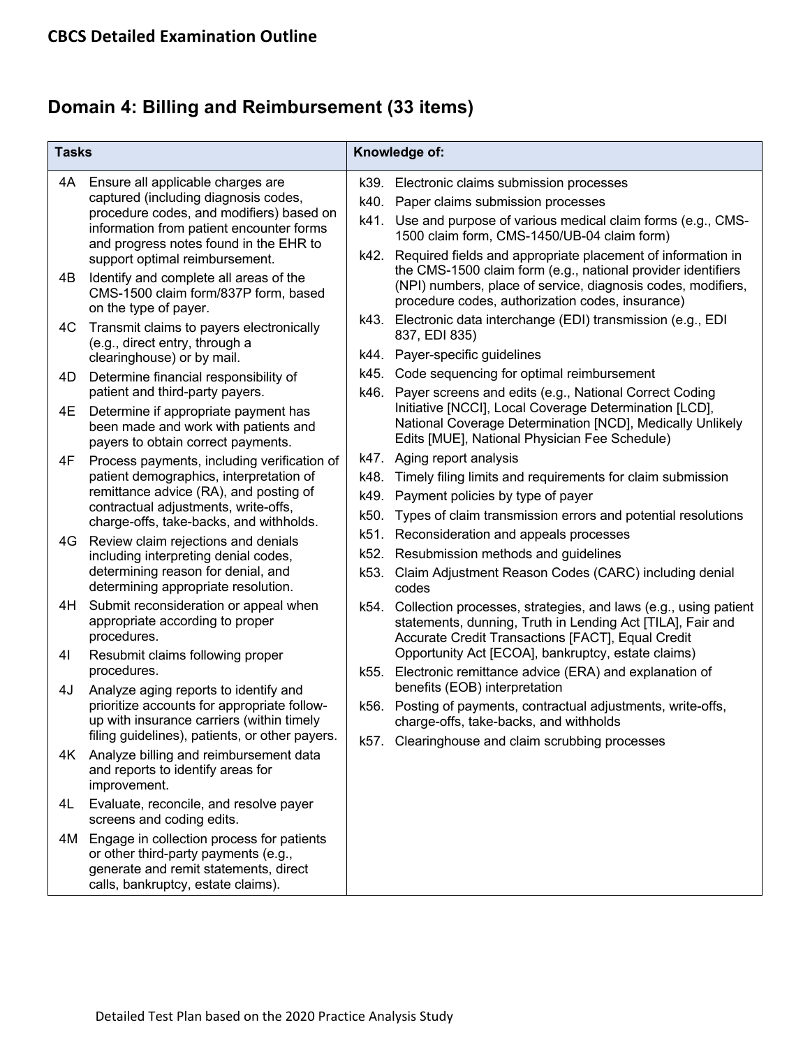# Domain 4: Billing and Reimbursement (33 items)

| Tasks | Knowledge of: |
|---|---|
| 4A Ensure all applicable charges are captured (including diagnosis codes, procedure codes, and modifiers) based on information from patient encounter forms and progress notes found in the EHR to support optimal reimbursement.<br>4B Identify and complete all areas of the CMS-1500 claim form/837P form, based on the type of payer.<br>4C Transmit claims to payers electronically (e.g., direct entry, through a clearinghouse) or by mail.<br>4D Determine financial responsibility of patient and third-party payers.<br>4E Determine if appropriate payment has been made and work with patients and payers to obtain correct payments.<br>4F Process payments, including verification of patient demographics, interpretation of remittance advice (RA), and posting of contractual adjustments, write-offs, charge-offs, take-backs, and withholds.<br>4G Review claim rejections and denials including interpreting denial codes, determining reason for denial, and determining appropriate resolution.<br>4H Submit reconsideration or appeal when appropriate according to proper procedures.<br>4I Resubmit claims following proper procedures.<br>4J Analyze aging reports to identify and prioritize accounts for appropriate follow-up with insurance carriers (within timely filing guidelines), patients, or other payers.<br>4K Analyze billing and reimbursement data and reports to identify areas for improvement.<br>4L Evaluate, reconcile, and resolve payer screens and coding edits.<br>4M Engage in collection process for patients or other third-party payments (e.g., generate and remit statements, direct calls, bankruptcy, estate claims). | k39. Electronic claims submission processes<br>k40. Paper claims submission processes<br>k41. Use and purpose of various medical claim forms (e.g., CMS-1500 claim form, CMS-1450/UB-04 claim form)<br>k42. Required fields and appropriate placement of information in the CMS-1500 claim form (e.g., national provider identifiers (NPI) numbers, place of service, diagnosis codes, modifiers, procedure codes, authorization codes, insurance)<br>k43. Electronic data interchange (EDI) transmission (e.g., EDI 837, EDI 835)<br>k44. Payer-specific guidelines<br>k45. Code sequencing for optimal reimbursement<br>k46. Payer screens and edits (e.g., National Correct Coding Initiative [NCCI], Local Coverage Determination [LCD], National Coverage Determination [NCD], Medically Unlikely Edits [MUE], National Physician Fee Schedule)<br>k47. Aging report analysis<br>k48. Timely filing limits and requirements for claim submission<br>k49. Payment policies by type of payer<br>k50. Types of claim transmission errors and potential resolutions<br>k51. Reconsideration and appeals processes<br>k52. Resubmission methods and guidelines<br>k53. Claim Adjustment Reason Codes (CARC) including denial codes<br>k54. Collection processes, strategies, and laws (e.g., using patient statements, dunning, Truth in Lending Act [TILA], Fair and Accurate Credit Transactions [FACT], Equal Credit Opportunity Act [ECOA], bankruptcy, estate claims)<br>k55. Electronic remittance advice (ERA) and explanation of benefits (EOB) interpretation<br>k56. Posting of payments, contractual adjustments, write-offs, charge-offs, take-backs, and withholds<br>k57. Clearinghouse and claim scrubbing processes |